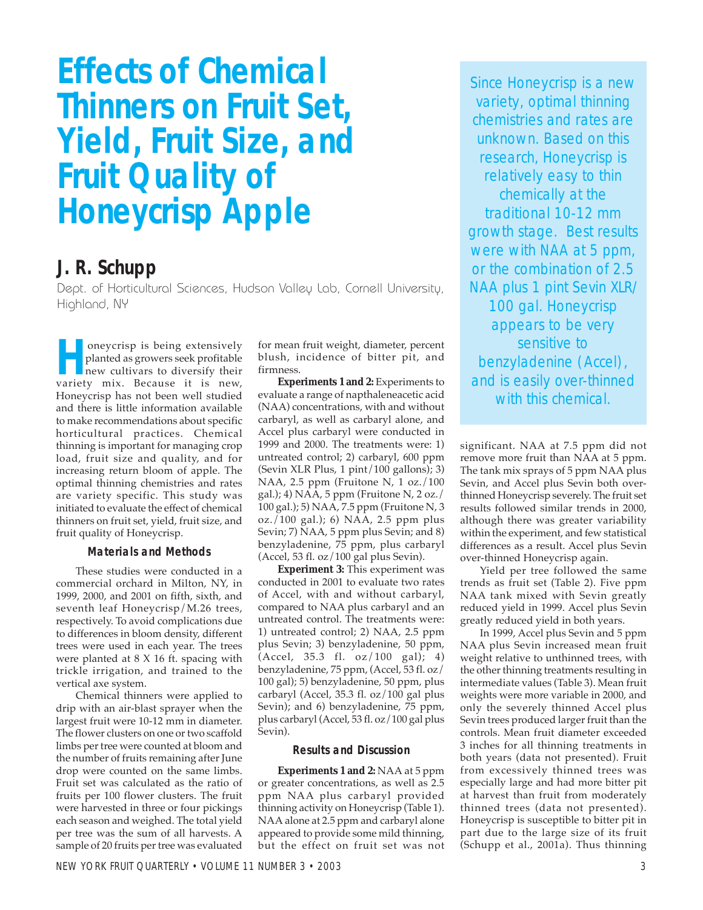# Effects of Chemical Thinners on Fruit Set, Yield, Fruit Size, and Fruit Quality of Honeycrisp Apple

## J. R. Schupp

Dept. of Horticultural Sciences, Hudson Valley Lab, Cornell University, Highland, NY

> Since Honeycrisp is a new variety, optimal thinning chemistries and rates are unknown. Based on this research, Honeycrisp is relatively easy to thin chemically at the traditional 10-12 mm growth stage. Best results were with NAA at 5 ppm, or the combination of 2.5 NAA plus 1 pint Sevin XLR/100 gal. Honeycrisp appears to be very sensitive to benzyladenine (Accel), and is easily over-thinned with this chemical.

Honeycrisp is being extensively planted as growers seek profitable new cultivars to diversify their variety mix. Because it is new, Honeycrisp has not been well studied and there is little information available to make recommendations about specific horticultural practices. Chemical thinning is important for managing crop load, fruit size and quality, and for increasing return bloom of apple. The optimal thinning chemistries and rates are variety specific. This study was initiated to evaluate the effect of chemical thinners on fruit set, yield, fruit size, and fruit quality of Honeycrisp.

### Materials and Methods

These studies were conducted in a commercial orchard in Milton, NY, in 1999, 2000, and 2001 on fifth, sixth, and seventh leaf Honeycrisp/M.26 trees, respectively. To avoid complications due to differences in bloom density, different trees were used in each year. The trees were planted at 8 X 16 ft. spacing with trickle irrigation, and trained to the vertical axe system.

Chemical thinners were applied to drip with an air-blast sprayer when the largest fruit were 10-12 mm in diameter. The flower clusters on one or two scaffold limbs per tree were counted at bloom and the number of fruits remaining after June drop were counted on the same limbs. Fruit set was calculated as the ratio of fruits per 100 flower clusters. The fruit were harvested in three or four pickings each season and weighed. The total yield per tree was the sum of all harvests. A sample of 20 fruits per tree was evaluated for mean fruit weight, diameter, percent blush, incidence of bitter pit, and firmness.

**Experiments 1 and 2:** Experiments to evaluate a range of napthaleneacetic acid (NAA) concentrations, with and without carbaryl, as well as carbaryl alone, and Accel plus carbaryl were conducted in 1999 and 2000. The treatments were: 1) untreated control; 2) carbaryl, 600 ppm (Sevin XLR Plus, 1 pint/100 gallons); 3) NAA, 2.5 ppm (Fruitone N, 1 oz./100 gal.); 4) NAA, 5 ppm (Fruitone N, 2 oz./ 100 gal.); 5) NAA, 7.5 ppm (Fruitone N, 3 oz./100 gal.); 6) NAA, 2.5 ppm plus Sevin; 7) NAA, 5 ppm plus Sevin; and 8) benzyladenine, 75 ppm, plus carbaryl (Accel, 53 fl. oz/100 gal plus Sevin).

**Experiment 3:** This experiment was conducted in 2001 to evaluate two rates of Accel, with and without carbaryl, compared to NAA plus carbaryl and an untreated control. The treatments were: 1) untreated control; 2) NAA, 2.5 ppm plus Sevin; 3) benzyladenine, 50 ppm, (Accel, 35.3 fl. oz/100 gal); 4) benzyladenine, 75 ppm, (Accel, 53 fl. oz/ 100 gal); 5) benzyladenine, 50 ppm, plus carbaryl (Accel, 35.3 fl. oz/100 gal plus Sevin); and 6) benzyladenine, 75 ppm, plus carbaryl (Accel, 53 fl. oz/100 gal plus Sevin).

### Results and Discussion

**Experiments 1 and 2:** NAA at 5 ppm or greater concentrations, as well as 2.5 ppm NAA plus carbaryl provided thinning activity on Honeycrisp (Table 1). NAA alone at 2.5 ppm and carbaryl alone appeared to provide some mild thinning, but the effect on fruit set was not significant. NAA at 7.5 ppm did not remove more fruit than NAA at 5 ppm. The tank mix sprays of 5 ppm NAA plus Sevin, and Accel plus Sevin both over-thinned Honeycrisp severely. The fruit set results followed similar trends in 2000, although there was greater variability within the experiment, and few statistical differences as a result. Accel plus Sevin over-thinned Honeycrisp again.

Yield per tree followed the same trends as fruit set (Table 2). Five ppm NAA tank mixed with Sevin greatly reduced yield in 1999. Accel plus Sevin greatly reduced yield in both years.

In 1999, Accel plus Sevin and 5 ppm NAA plus Sevin increased mean fruit weight relative to unthinned trees, with the other thinning treatments resulting in intermediate values (Table 3). Mean fruit weights were more variable in 2000, and only the severely thinned Accel plus Sevin trees produced larger fruit than the controls. Mean fruit diameter exceeded 3 inches for all thinning treatments in both years (data not presented). Fruit from excessively thinned trees was especially large and had more bitter pit at harvest than fruit from moderately thinned trees (data not presented). Honeycrisp is susceptible to bitter pit in part due to the large size of its fruit (Schupp et al., 2001a). Thus thinning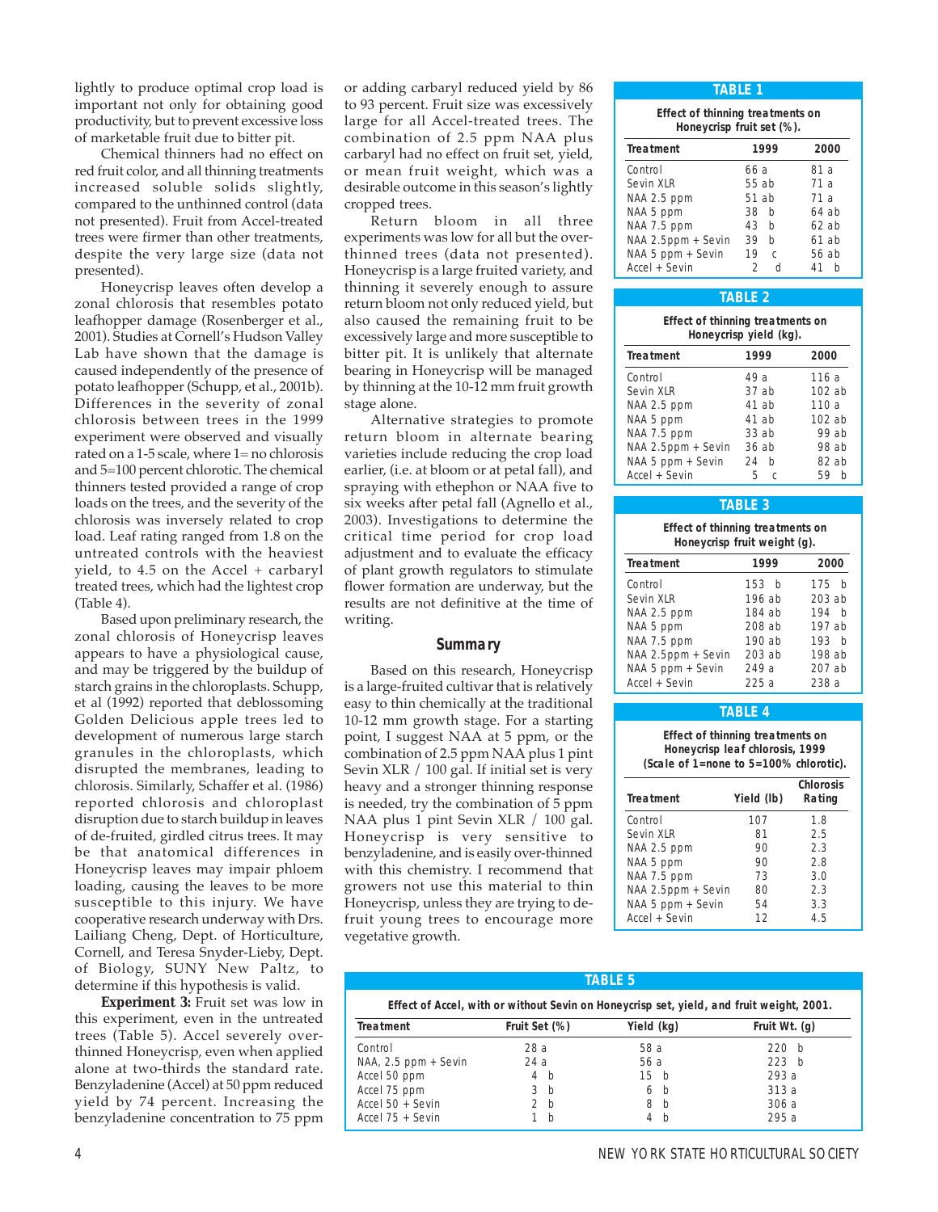lightly to produce optimal crop load is important not only for obtaining good productivity, but to prevent excessive loss of marketable fruit due to bitter pit.

Chemical thinners had no effect on red fruit color, and all thinning treatments increased soluble solids slightly, compared to the unthinned control (data not presented). Fruit from Accel-treated trees were firmer than other treatments, despite the very large size (data not presented).

Honeycrisp leaves often develop a zonal chlorosis that resembles potato leafhopper damage (Rosenberger et al., 2001). Studies at Cornell's Hudson Valley Lab have shown that the damage is caused independently of the presence of potato leafhopper (Schupp, et al., 2001b). Differences in the severity of zonal chlorosis between trees in the 1999 experiment were observed and visually rated on a 1-5 scale, where 1= no chlorosis and 5=100 percent chlorotic. The chemical thinners tested provided a range of crop loads on the trees, and the severity of the chlorosis was inversely related to crop load. Leaf rating ranged from 1.8 on the untreated controls with the heaviest yield, to 4.5 on the Accel + carbaryl treated trees, which had the lightest crop (Table 4).

Based upon preliminary research, the zonal chlorosis of Honeycrisp leaves appears to have a physiological cause, and may be triggered by the buildup of starch grains in the chloroplasts. Schupp, et al (1992) reported that deblossoming Golden Delicious apple trees led to development of numerous large starch granules in the chloroplasts, which disrupted the membranes, leading to chlorosis. Similarly, Schaffer et al. (1986) reported chlorosis and chloroplast disruption due to starch buildup in leaves of de-fruited, girdled citrus trees. It may be that anatomical differences in Honeycrisp leaves may impair phloem loading, causing the leaves to be more susceptible to this injury. We have cooperative research underway with Drs. Lailiang Cheng, Dept. of Horticulture, Cornell, and Teresa Snyder-Lieby, Dept. of Biology, SUNY New Paltz, to determine if this hypothesis is valid.

**Experiment 3:** Fruit set was low in this experiment, even in the untreated trees (Table 5). Accel severely over-thinned Honeycrisp, even when applied alone at two-thirds the standard rate. Benzyladenine (Accel) at 50 ppm reduced yield by 74 percent. Increasing the benzyladenine concentration to 75 ppm or adding carbaryl reduced yield by 86 to 93 percent. Fruit size was excessively large for all Accel-treated trees. The combination of 2.5 ppm NAA plus carbaryl had no effect on fruit set, yield, or mean fruit weight, which was a desirable outcome in this season's lightly cropped trees.

Return bloom in all three experiments was low for all but the over-thinned trees (data not presented). Honeycrisp is a large fruited variety, and thinning it severely enough to assure return bloom not only reduced yield, but also caused the remaining fruit to be excessively large and more susceptible to bitter pit. It is unlikely that alternate bearing in Honeycrisp will be managed by thinning at the 10-12 mm fruit growth stage alone.

Alternative strategies to promote return bloom in alternate bearing varieties include reducing the crop load earlier, (i.e. at bloom or at petal fall), and spraying with ethephon or NAA five to six weeks after petal fall (Agnello et al., 2003). Investigations to determine the critical time period for crop load adjustment and to evaluate the efficacy of plant growth regulators to stimulate flower formation are underway, but the results are not definitive at the time of writing.

## Summary

Based on this research, Honeycrisp is a large-fruited cultivar that is relatively easy to thin chemically at the traditional 10-12 mm growth stage. For a starting point, I suggest NAA at 5 ppm, or the combination of 2.5 ppm NAA plus 1 pint Sevin XLR / 100 gal. If initial set is very heavy and a stronger thinning response is needed, try the combination of 5 ppm NAA plus 1 pint Sevin XLR / 100 gal. Honeycrisp is very sensitive to benzyladenine, and is easily over-thinned with this chemistry. I recommend that growers not use this material to thin Honeycrisp, unless they are trying to de-fruit young trees to encourage more vegetative growth.

**TABLE 1**

Effect of thinning treatments on Honeycrisp fruit set (%).

| Treatment | 1999 | 2000 |
|---|---|---|
| Control | 66 a | 81 a |
| Sevin XLR | 55 ab | 71 a |
| NAA 2.5 ppm | 51 ab | 71 a |
| NAA 5 ppm | 38 b | 64 ab |
| NAA 7.5 ppm | 43 b | 62 ab |
| NAA 2.5ppm + Sevin | 39 b | 61 ab |
| NAA 5 ppm + Sevin | 19 c | 56 ab |
| Accel + Sevin | 2 d | 41 b |

**TABLE 2**

Effect of thinning treatments on Honeycrisp yield (kg).

| Treatment | 1999 | 2000 |
|---|---|---|
| Control | 49 a | 116 a |
| Sevin XLR | 37 ab | 102 ab |
| NAA 2.5 ppm | 41 ab | 110 a |
| NAA 5 ppm | 41 ab | 102 ab |
| NAA 7.5 ppm | 33 ab | 99 ab |
| NAA 2.5ppm + Sevin | 36 ab | 98 ab |
| NAA 5 ppm + Sevin | 24 b | 82 ab |
| Accel + Sevin | 5 c | 59 b |

**TABLE 3**

Effect of thinning treatments on Honeycrisp fruit weight (g).

| Treatment | 1999 | 2000 |
|---|---|---|
| Control | 153 b | 175 b |
| Sevin XLR | 196 ab | 203 ab |
| NAA 2.5 ppm | 184 ab | 194 b |
| NAA 5 ppm | 208 ab | 197 ab |
| NAA 7.5 ppm | 190 ab | 193 b |
| NAA 2.5ppm + Sevin | 203 ab | 198 ab |
| NAA 5 ppm + Sevin | 249 a | 207 ab |
| Accel + Sevin | 225 a | 238 a |

**TABLE 4**

Effect of thinning treatments on Honeycrisp leaf chlorosis, 1999 (Scale of 1=none to 5=100% chlorotic).

| Treatment | Yield (lb) | Chlorosis Rating |
|---|---|---|
| Control | 107 | 1.8 |
| Sevin XLR | 81 | 2.5 |
| NAA 2.5 ppm | 90 | 2.3 |
| NAA 5 ppm | 90 | 2.8 |
| NAA 7.5 ppm | 73 | 3.0 |
| NAA 2.5ppm + Sevin | 80 | 2.3 |
| NAA 5 ppm + Sevin | 54 | 3.3 |
| Accel + Sevin | 12 | 4.5 |

**TABLE 5**

Effect of Accel, with or without Sevin on Honeycrisp set, yield, and fruit weight, 2001.

| Treatment | Fruit Set (%) | Yield (kg) | Fruit Wt. (g) |
|---|---|---|---|
| Control | 28 a | 58 a | 220 b |
| NAA, 2.5 ppm + Sevin | 24 a | 56 a | 223 b |
| Accel 50 ppm | 4 b | 15 b | 293 a |
| Accel 75 ppm | 3 b | 6 b | 313 a |
| Accel 50 + Sevin | 2 b | 8 b | 306 a |
| Accel 75 + Sevin | 1 b | 4 b | 295 a |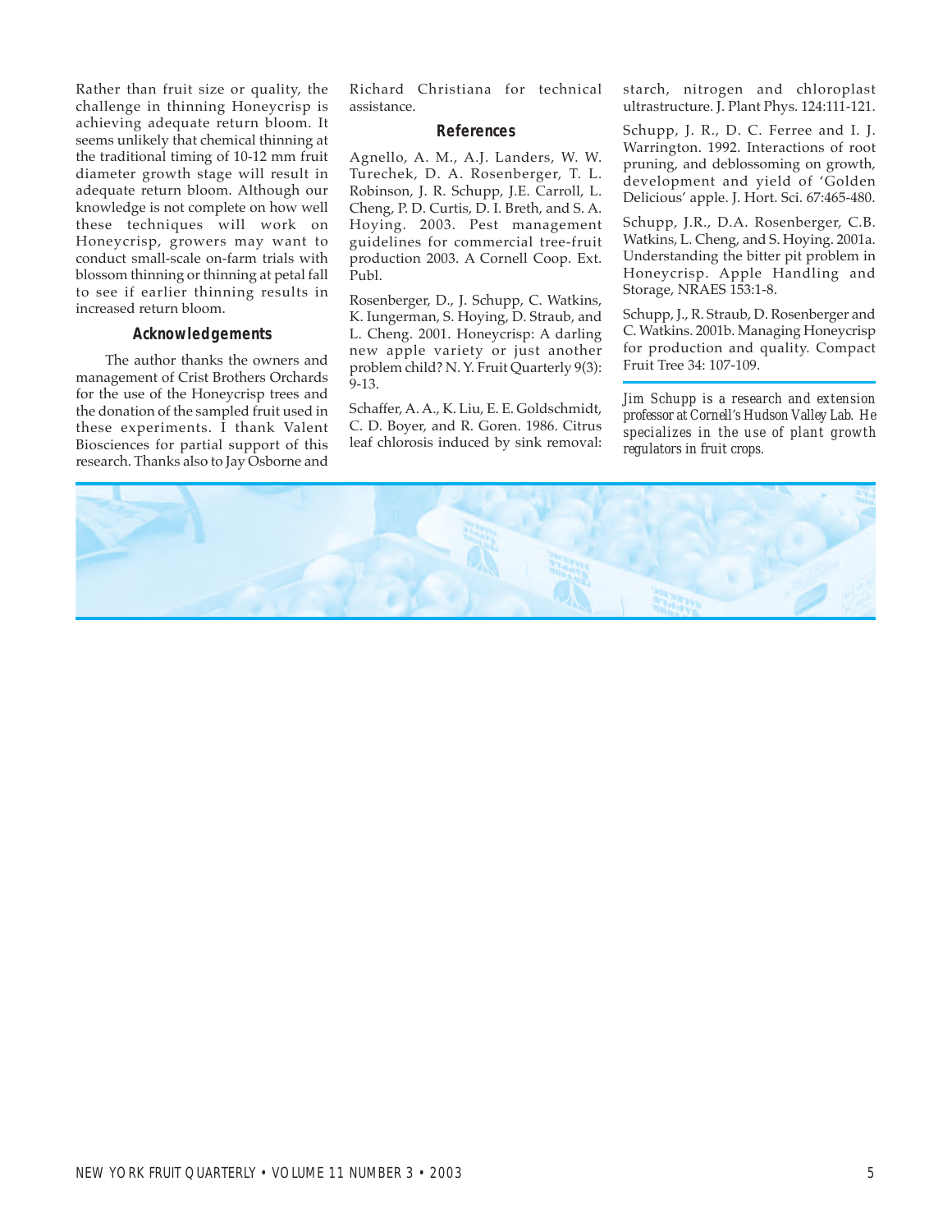Rather than fruit size or quality, the challenge in thinning Honeycrisp is achieving adequate return bloom. It seems unlikely that chemical thinning at the traditional timing of 10-12 mm fruit diameter growth stage will result in adequate return bloom. Although our knowledge is not complete on how well these techniques will work on Honeycrisp, growers may want to conduct small-scale on-farm trials with blossom thinning or thinning at petal fall to see if earlier thinning results in increased return bloom.

## Acknowledgements

The author thanks the owners and management of Crist Brothers Orchards for the use of the Honeycrisp trees and the donation of the sampled fruit used in these experiments. I thank Valent Biosciences for partial support of this research. Thanks also to Jay Osborne and Richard Christiana for technical assistance.

## References

Agnello, A. M., A.J. Landers, W. W. Turechek, D. A. Rosenberger, T. L. Robinson, J. R. Schupp, J.E. Carroll, L. Cheng, P. D. Curtis, D. I. Breth, and S. A. Hoying. 2003. Pest management guidelines for commercial tree-fruit production 2003. A Cornell Coop. Ext. Publ.

Rosenberger, D., J. Schupp, C. Watkins, K. Iungerman, S. Hoying, D. Straub, and L. Cheng. 2001. Honeycrisp: A darling new apple variety or just another problem child? N. Y. Fruit Quarterly 9(3): 9-13.

Schaffer, A. A., K. Liu, E. E. Goldschmidt, C. D. Boyer, and R. Goren. 1986. Citrus leaf chlorosis induced by sink removal: starch, nitrogen and chloroplast ultrastructure. J. Plant Phys. 124:111-121.

Schupp, J. R., D. C. Ferree and I. J. Warrington. 1992. Interactions of root pruning, and deblossoming on growth, development and yield of 'Golden Delicious' apple. J. Hort. Sci. 67:465-480.

Schupp, J.R., D.A. Rosenberger, C.B. Watkins, L. Cheng, and S. Hoying. 2001a. Understanding the bitter pit problem in Honeycrisp. Apple Handling and Storage, NRAES 153:1-8.

Schupp, J., R. Straub, D. Rosenberger and C. Watkins. 2001b. Managing Honeycrisp for production and quality. Compact Fruit Tree 34: 107-109.

*Jim Schupp is a research and extension professor at Cornell's Hudson Valley Lab. He specializes in the use of plant growth regulators in fruit crops.*